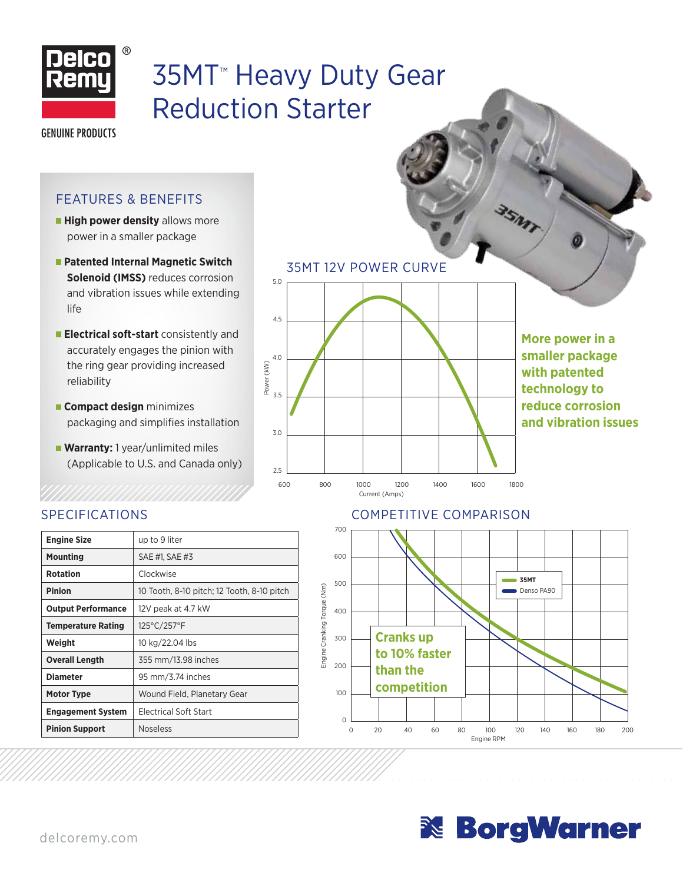# 35MT™ Heavy Duty Gear Reduction Starter

Delco Remy® GENUINE PRODUCTS

## FEATURES & BENEFITS

- **High power density** allows more power in a smaller package
- **Patented Internal Magnetic Switch Solenoid (IMSS)** reduces corrosion and vibration issues while extending life
- **Electrical soft-start** consistently and accurately engages the pinion with the ring gear providing increased reliability
- **Compact design** minimizes packaging and simplifies installation
- **Warranty:** 1 year/unlimited miles (Applicable to U.S. and Canada only)

## 35MT 12V POWER CURVE

Power (kW) vs. Current (Amps)

**More power in a smaller package with patented technology to reduce corrosion and vibration issues**

## SPECIFICATIONS

| Specification | Value |
|---|---|
| **Engine Size** | up to 9 liter |
| **Mounting** | SAE #1, SAE #3 |
| **Rotation** | Clockwise |
| **Pinion** | 10 Tooth, 8-10 pitch; 12 Tooth, 8-10 pitch |
| **Output Performance** | 12V peak at 4.7 kW |
| **Temperature Rating** | 125°C/257°F |
| **Weight** | 10 kg/22.04 lbs |
| **Overall Length** | 355 mm/13.98 inches |
| **Diameter** | 95 mm/3.74 inches |
| **Motor Type** | Wound Field, Planetary Gear |
| **Engagement System** | Electrical Soft Start |
| **Pinion Support** | Noseless |

## COMPETITIVE COMPARISON

Engine Cranking Torque (Nm) vs. Engine RPM — 35MT, Denso PA90

**Cranks up to 10% faster than the competition**

delcoremy.com

BorgWarner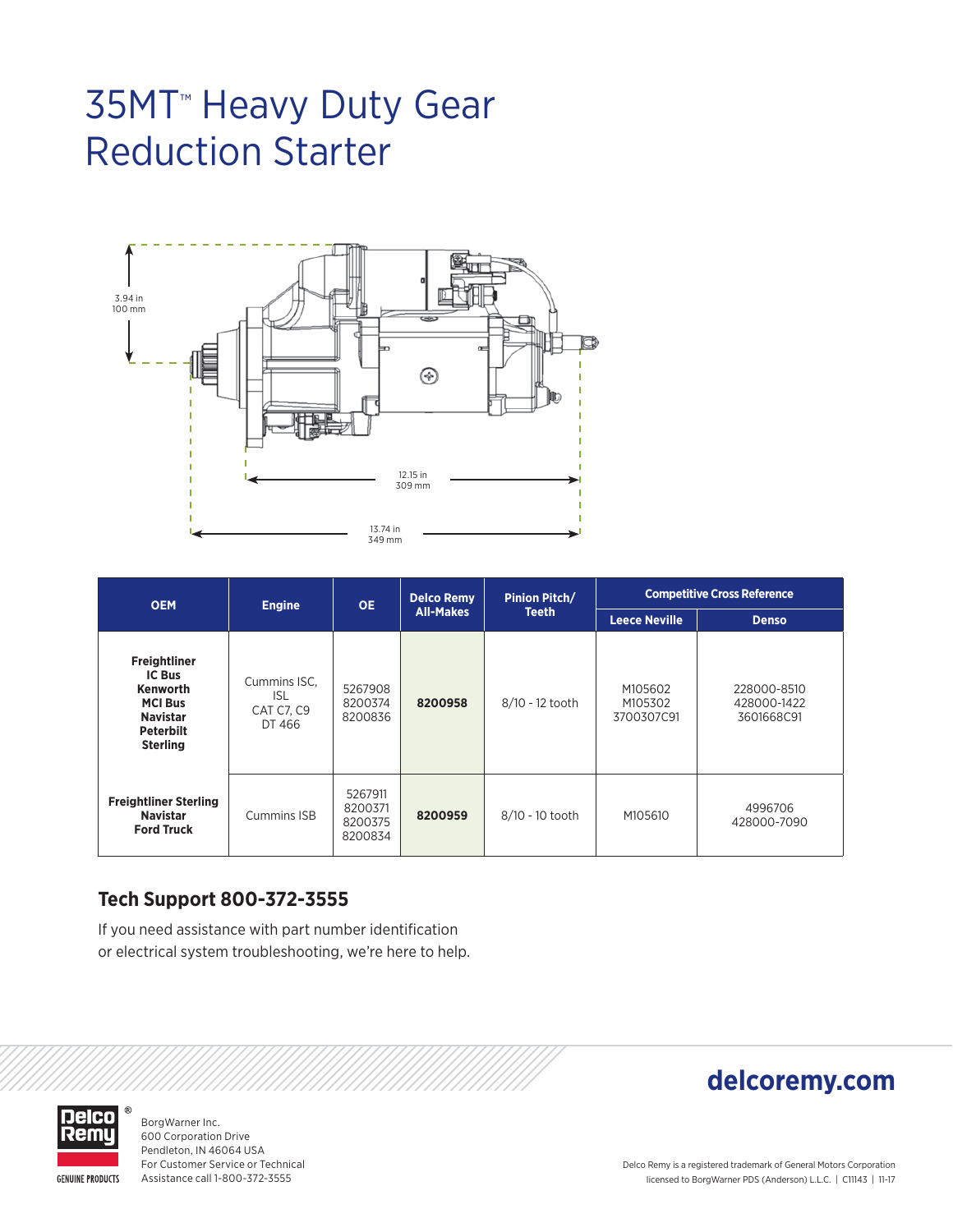# 35MT™ Heavy Duty Gear Reduction Starter

3.94 in
100 mm

12.15 in
309 mm

13.74 in
349 mm

| OEM | Engine | OE | Delco Remy All-Makes | Pinion Pitch/ Teeth | Competitive Cross Reference | |
|---|---|---|---|---|---|---|
| | | | | | Leece Neville | Denso |
| **Freightliner IC Bus Kenworth MCI Bus Navistar Peterbilt Sterling** | Cummins ISC, ISL CAT C7, C9 DT 466 | 5267908 8200374 8200836 | **8200958** | 8/10 - 12 tooth | M105602 M105302 3700307C91 | 228000-8510 428000-1422 3601668C91 |
| **Freightliner Sterling Navistar Ford Truck** | Cummins ISB | 5267911 8200371 8200375 8200834 | **8200959** | 8/10 - 10 tooth | M105610 | 4996706 428000-7090 |

## Tech Support 800-372-3555

If you need assistance with part number identification or electrical system troubleshooting, we're here to help.

**delcoremy.com**

Delco Remy® GENUINE PRODUCTS

BorgWarner Inc.
600 Corporation Drive
Pendleton, IN 46064 USA
For Customer Service or Technical Assistance call 1-800-372-3555

Delco Remy is a registered trademark of General Motors Corporation licensed to BorgWarner PDS (Anderson) L.L.C. | C11143 | 11-17